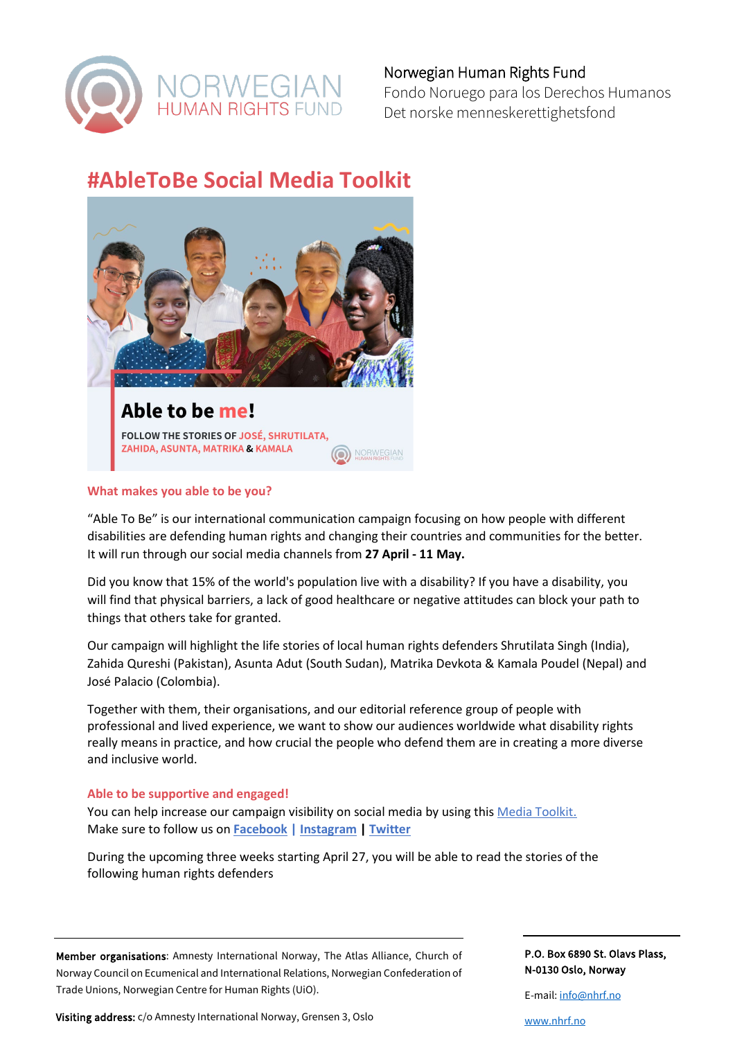Norwegian Human Rights Fund
Fondo Noruego para los Derechos Humanos
Det norske menneskerettighetsfond

# #AbleToBe Social Media Toolkit

**What makes you able to be you?**

"Able To Be" is our international communication campaign focusing on how people with different disabilities are defending human rights and changing their countries and communities for the better. It will run through our social media channels from **27 April - 11 May.**

Did you know that 15% of the world's population live with a disability? If you have a disability, you will find that physical barriers, a lack of good healthcare or negative attitudes can block your path to things that others take for granted.

Our campaign will highlight the life stories of local human rights defenders Shrutilata Singh (India), Zahida Qureshi (Pakistan), Asunta Adut (South Sudan), Matrika Devkota & Kamala Poudel (Nepal) and José Palacio (Colombia).

Together with them, their organisations, and our editorial reference group of people with professional and lived experience, we want to show our audiences worldwide what disability rights really means in practice, and how crucial the people who defend them are in creating a more diverse and inclusive world.

**Able to be supportive and engaged!**

You can help increase our campaign visibility on social media by using this [Media Toolkit.]()
Make sure to follow us on **[Facebook]() | [Instagram]() | [Twitter]()**

During the upcoming three weeks starting April 27, you will be able to read the stories of the following human rights defenders

**Member organisations**: Amnesty International Norway, The Atlas Alliance, Church of Norway Council on Ecumenical and International Relations, Norwegian Confederation of Trade Unions, Norwegian Centre for Human Rights (UiO).

**Visiting address:** c/o Amnesty International Norway, Grensen 3, Oslo

**P.O. Box 6890 St. Olavs Plass, N-0130 Oslo, Norway**

E-mail: info@nhrf.no

www.nhrf.no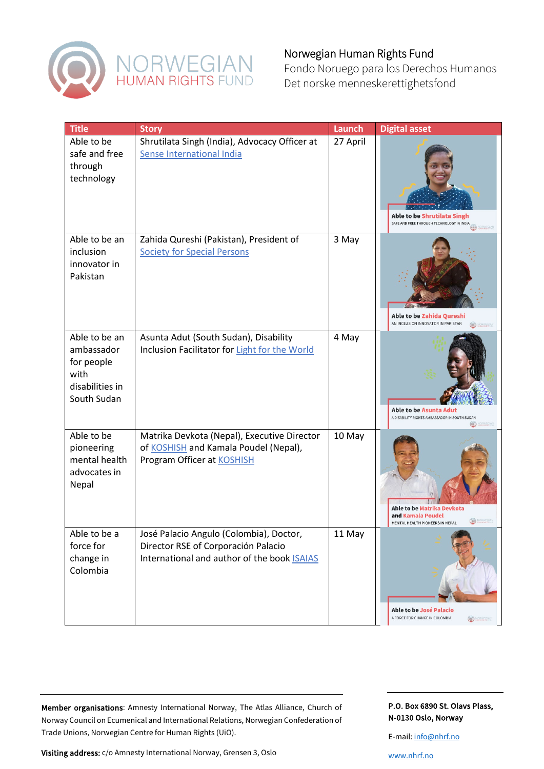Norwegian Human Rights Fund
Fondo Noruego para los Derechos Humanos
Det norske menneskerettighetsfond

| Title | Story | Launch | Digital asset |
|---|---|---|---|
| Able to be safe and free through technology | Shrutilata Singh (India), Advocacy Officer at Sense International India | 27 April | Able to be Shrutilata Singh SAFE AND FREE THROUGH TECHNOLOGY IN INDIA |
| Able to be an inclusion innovator in Pakistan | Zahida Qureshi (Pakistan), President of Society for Special Persons | 3 May | Able to be Zahida Qureshi AN INCLUSION INNOVATOR IN PAKISTAN |
| Able to be an ambassador for people with disabilities in South Sudan | Asunta Adut (South Sudan), Disability Inclusion Facilitator for Light for the World | 4 May | Able to be Asunta Adut A DISABILITY RIGHTS AMBASSADOR IN SOUTH SUDAN |
| Able to be pioneering mental health advocates in Nepal | Matrika Devkota (Nepal), Executive Director of KOSHISH and Kamala Poudel (Nepal), Program Officer at KOSHISH | 10 May | Able to be Matrika Devkota and Kamala Poudel MENTAL HEALTH PIONEERS IN NEPAL |
| Able to be a force for change in Colombia | José Palacio Angulo (Colombia), Doctor, Director RSE of Corporación Palacio International and author of the book ISAIAS | 11 May | Able to be José Palacio A FORCE FOR CHANGE IN COLOMBIA |

**Member organisations**: Amnesty International Norway, The Atlas Alliance, Church of Norway Council on Ecumenical and International Relations, Norwegian Confederation of Trade Unions, Norwegian Centre for Human Rights (UiO).

**Visiting address:** c/o Amnesty International Norway, Grensen 3, Oslo

**P.O. Box 6890 St. Olavs Plass, N-0130 Oslo, Norway**

E-mail: info@nhrf.no

www.nhrf.no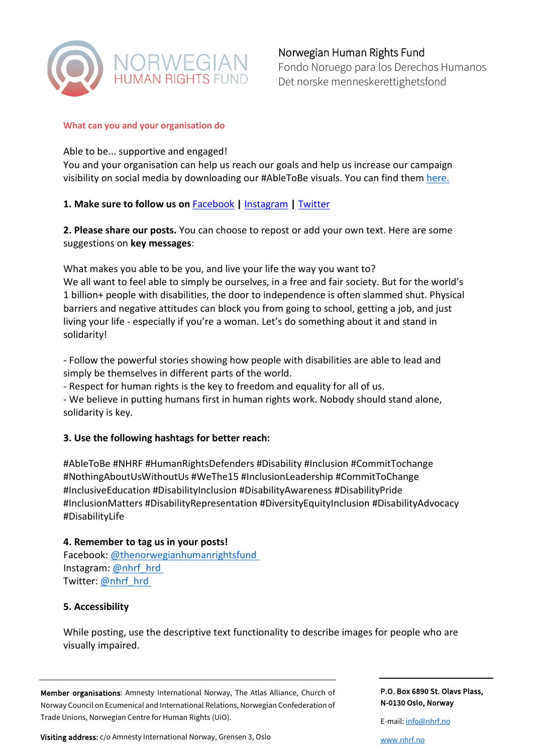Norwegian Human Rights Fund
Fondo Noruego para los Derechos Humanos
Det norske menneskerettighetsfond

## What can you and your organisation do

Able to be... supportive and engaged!
You and your organisation can help us reach our goals and help us increase our campaign visibility on social media by downloading our #AbleToBe visuals. You can find them [here.](#)

**1. Make sure to follow us on** [Facebook](#) **|** [Instagram](#) **|** [Twitter](#)

**2. Please share our posts.** You can choose to repost or add your own text. Here are some suggestions on **key messages**:

What makes you able to be you, and live your life the way you want to?
We all want to feel able to simply be ourselves, in a free and fair society. But for the world's 1 billion+ people with disabilities, the door to independence is often slammed shut. Physical barriers and negative attitudes can block you from going to school, getting a job, and just living your life - especially if you're a woman. Let's do something about it and stand in solidarity!

- Follow the powerful stories showing how people with disabilities are able to lead and simply be themselves in different parts of the world.
- Respect for human rights is the key to freedom and equality for all of us.
- We believe in putting humans first in human rights work. Nobody should stand alone, solidarity is key.

**3. Use the following hashtags for better reach:**

#AbleToBe #NHRF #HumanRightsDefenders #Disability #Inclusion #CommitTochange #NothingAboutUsWithoutUs #WeThe15 #InclusionLeadership #CommitToChange #InclusiveEducation #DisabilityInclusion #DisabilityAwareness #DisabilityPride #InclusionMatters #DisabilityRepresentation #DiversityEquityInclusion #DisabilityAdvocacy #DisabilityLife

**4. Remember to tag us in your posts!**
Facebook: [@thenorwegianhumanrightsfund](#)
Instagram: [@nhrf_hrd](#)
Twitter: [@nhrf_hrd](#)

**5. Accessibility**

While posting, use the descriptive text functionality to describe images for people who are visually impaired.

**Member organisations**: Amnesty International Norway, The Atlas Alliance, Church of Norway Council on Ecumenical and International Relations, Norwegian Confederation of Trade Unions, Norwegian Centre for Human Rights (UiO).

**Visiting address:** c/o Amnesty International Norway, Grensen 3, Oslo

**P.O. Box 6890 St. Olavs Plass, N-0130 Oslo, Norway**

E-mail: [info@nhrf.no](mailto:info@nhrf.no)

[www.nhrf.no](http://www.nhrf.no)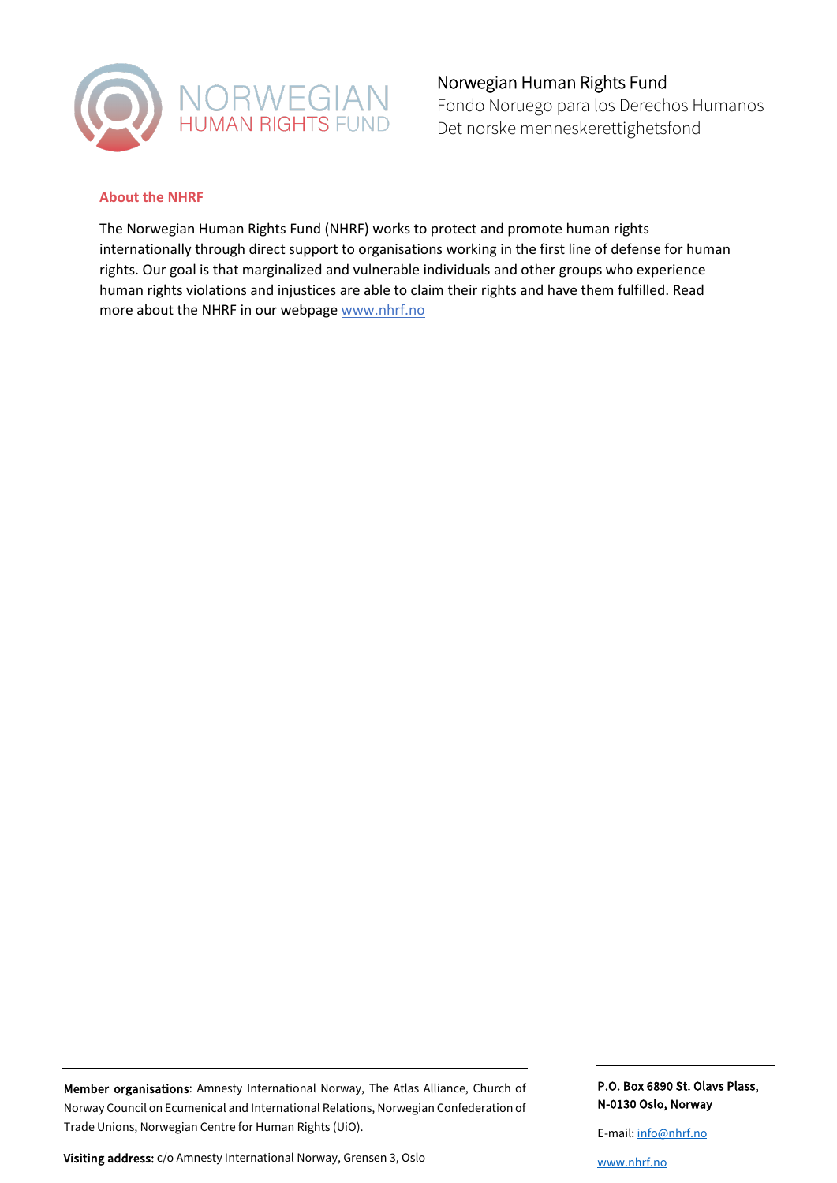Norwegian Human Rights Fund
Fondo Noruego para los Derechos Humanos
Det norske menneskerettighetsfond

## About the NHRF

The Norwegian Human Rights Fund (NHRF) works to protect and promote human rights internationally through direct support to organisations working in the first line of defense for human rights. Our goal is that marginalized and vulnerable individuals and other groups who experience human rights violations and injustices are able to claim their rights and have them fulfilled. Read more about the NHRF in our webpage www.nhrf.no

**Member organisations**: Amnesty International Norway, The Atlas Alliance, Church of Norway Council on Ecumenical and International Relations, Norwegian Confederation of Trade Unions, Norwegian Centre for Human Rights (UiO).

**Visiting address:** c/o Amnesty International Norway, Grensen 3, Oslo

**P.O. Box 6890 St. Olavs Plass, N-0130 Oslo, Norway**

E-mail: info@nhrf.no

www.nhrf.no